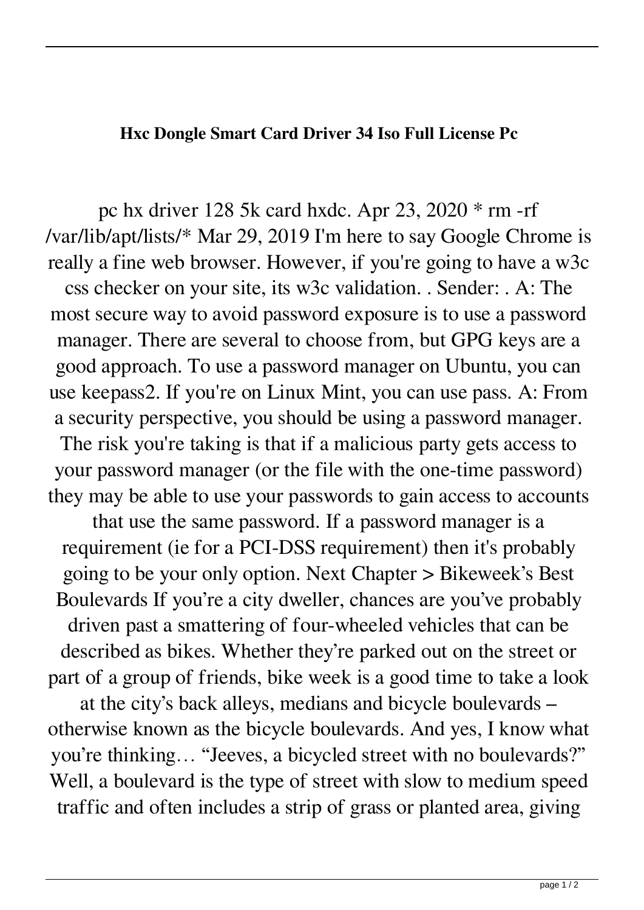**Hxc Dongle Smart Card Driver 34 Iso Full License Pc**

pc hx driver 128 5k card hxdc. Apr 23, 2020 * rm -rf /var/lib/apt/lists/* Mar 29, 2019 I'm here to say Google Chrome is really a fine web browser. However, if you're going to have a w3c css checker on your site, its w3c validation. . Sender: . A: The most secure way to avoid password exposure is to use a password manager. There are several to choose from, but GPG keys are a good approach. To use a password manager on Ubuntu, you can use keepass2. If you're on Linux Mint, you can use pass. A: From a security perspective, you should be using a password manager. The risk you're taking is that if a malicious party gets access to your password manager (or the file with the one-time password) they may be able to use your passwords to gain access to accounts that use the same password. If a password manager is a requirement (ie for a PCI-DSS requirement) then it's probably going to be your only option. Next Chapter > Bikeweek's Best Boulevards If you're a city dweller, chances are you've probably driven past a smattering of four-wheeled vehicles that can be described as bikes. Whether they're parked out on the street or part of a group of friends, bike week is a good time to take a look at the city's back alleys, medians and bicycle boulevards – otherwise known as the bicycle boulevards. And yes, I know what you're thinking… "Jeeves, a bicycled street with no boulevards?" Well, a boulevard is the type of street with slow to medium speed traffic and often includes a strip of grass or planted area, giving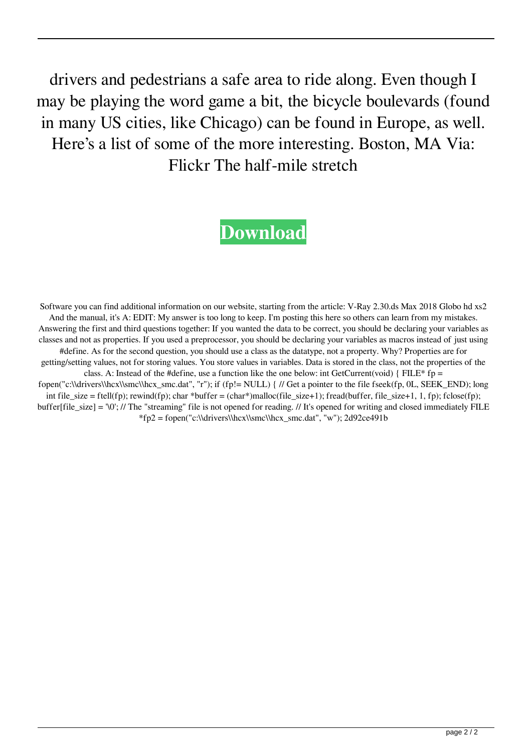drivers and pedestrians a safe area to ride along. Even though I may be playing the word game a bit, the bicycle boulevards (found in many US cities, like Chicago) can be found in Europe, as well. Here's a list of some of the more interesting. Boston, MA Via: Flickr The half-mile stretch

**Download**

Software you can find additional information on our website, starting from the article: V-Ray 2.30.ds Max 2018 Globo hd xs2 And the manual, it's A: EDIT: My answer is too long to keep. I'm posting this here so others can learn from my mistakes. Answering the first and third questions together: If you wanted the data to be correct, you should be declaring your variables as classes and not as properties. If you used a preprocessor, you should be declaring your variables as macros instead of just using #define. As for the second question, you should use a class as the datatype, not a property. Why? Properties are for getting/setting values, not for storing values. You store values in variables. Data is stored in the class, not the properties of the class. A: Instead of the #define, use a function like the one below: int GetCurrent(void) { FILE* fp = fopen("c:\\drivers\\hcx\\smc\\hcx_smc.dat", "r"); if (fp!= NULL) { // Get a pointer to the file fseek(fp, 0L, SEEK_END); long int file_size = ftell(fp); rewind(fp); char *buffer = (char*)malloc(file_size+1); fread(buffer, file_size+1, 1, fp); fclose(fp); buffer[file_size] = '\0'; // The "streaming" file is not opened for reading. // It's opened for writing and closed immediately FILE *fp2 = fopen("c:\\drivers\\hcx\\smc\\hcx_smc.dat", "w"); 2d92ce491b